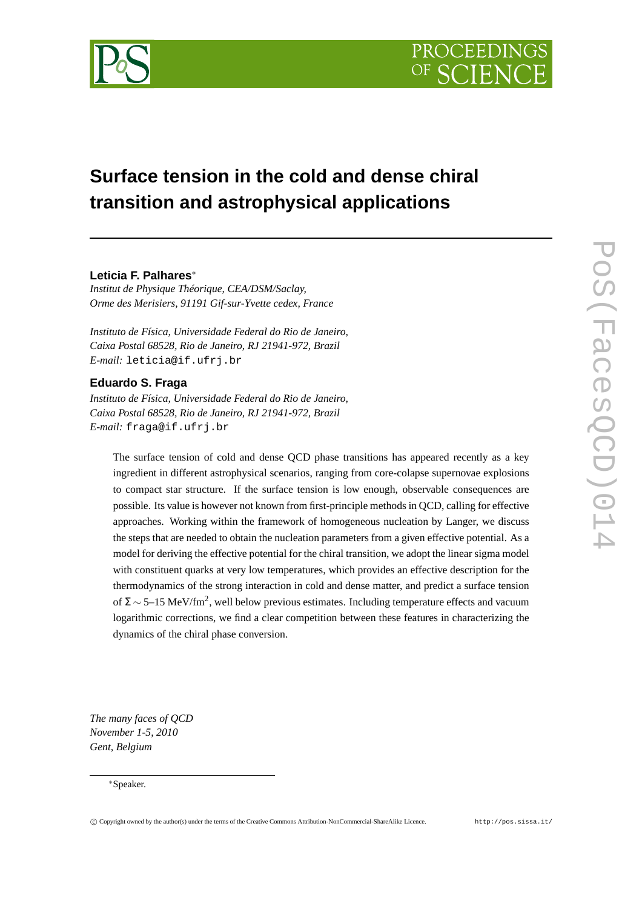# Surface tension in the cold and dense chiral transition and astrophysical applications

**Leticia F. Palhares**[∗]

*Institut de Physique Théorique, CEA/DSM/Saclay,*
*Orme des Merisiers, 91191 Gif-sur-Yvette cedex, France*

*Instituto de Física, Universidade Federal do Rio de Janeiro,*
*Caixa Postal 68528, Rio de Janeiro, RJ 21941-972, Brazil*
*E-mail:* leticia@if.ufrj.br

**Eduardo S. Fraga**

*Instituto de Física, Universidade Federal do Rio de Janeiro,*
*Caixa Postal 68528, Rio de Janeiro, RJ 21941-972, Brazil*
*E-mail:* fraga@if.ufrj.br

The surface tension of cold and dense QCD phase transitions has appeared recently as a key ingredient in different astrophysical scenarios, ranging from core-colapse supernovae explosions to compact star structure. If the surface tension is low enough, observable consequences are possible. Its value is however not known from first-principle methods in QCD, calling for effective approaches. Working within the framework of homogeneous nucleation by Langer, we discuss the steps that are needed to obtain the nucleation parameters from a given effective potential. As a model for deriving the effective potential for the chiral transition, we adopt the linear sigma model with constituent quarks at very low temperatures, which provides an effective description for the thermodynamics of the strong interaction in cold and dense matter, and predict a surface tension of $\Sigma \sim 5$–$15$ MeV/fm$^2$, well below previous estimates. Including temperature effects and vacuum logarithmic corrections, we find a clear competition between these features in characterizing the dynamics of the chiral phase conversion.

*The many faces of QCD*
*November 1-5, 2010*
*Gent, Belgium*

∗Speaker.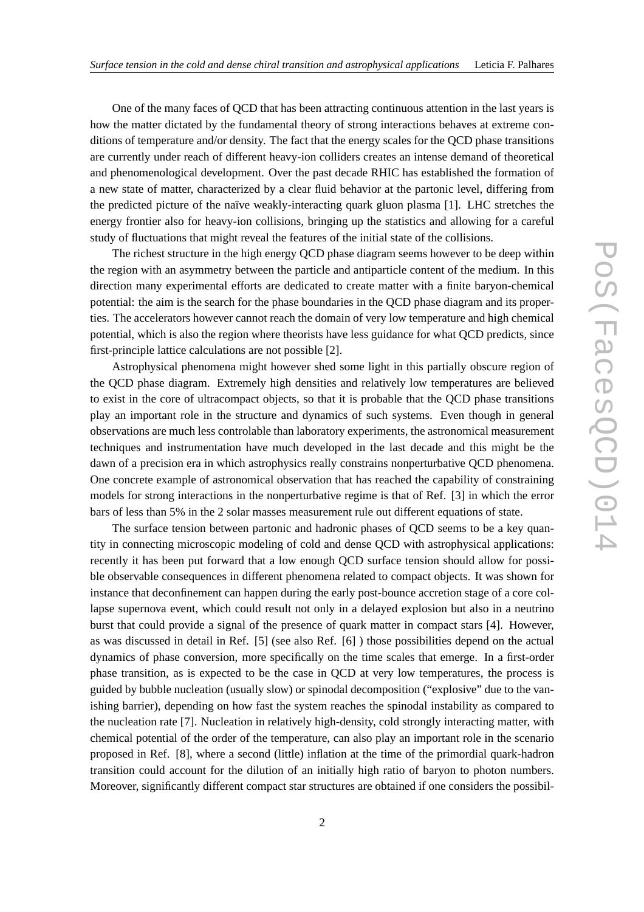One of the many faces of QCD that has been attracting continuous attention in the last years is how the matter dictated by the fundamental theory of strong interactions behaves at extreme conditions of temperature and/or density. The fact that the energy scales for the QCD phase transitions are currently under reach of different heavy-ion colliders creates an intense demand of theoretical and phenomenological development. Over the past decade RHIC has established the formation of a new state of matter, characterized by a clear fluid behavior at the partonic level, differing from the predicted picture of the naïve weakly-interacting quark gluon plasma [1]. LHC stretches the energy frontier also for heavy-ion collisions, bringing up the statistics and allowing for a careful study of fluctuations that might reveal the features of the initial state of the collisions.

The richest structure in the high energy QCD phase diagram seems however to be deep within the region with an asymmetry between the particle and antiparticle content of the medium. In this direction many experimental efforts are dedicated to create matter with a finite baryon-chemical potential: the aim is the search for the phase boundaries in the QCD phase diagram and its properties. The accelerators however cannot reach the domain of very low temperature and high chemical potential, which is also the region where theorists have less guidance for what QCD predicts, since first-principle lattice calculations are not possible [2].

Astrophysical phenomena might however shed some light in this partially obscure region of the QCD phase diagram. Extremely high densities and relatively low temperatures are believed to exist in the core of ultracompact objects, so that it is probable that the QCD phase transitions play an important role in the structure and dynamics of such systems. Even though in general observations are much less controlable than laboratory experiments, the astronomical measurement techniques and instrumentation have much developed in the last decade and this might be the dawn of a precision era in which astrophysics really constrains nonperturbative QCD phenomena. One concrete example of astronomical observation that has reached the capability of constraining models for strong interactions in the nonperturbative regime is that of Ref. [3] in which the error bars of less than 5% in the 2 solar masses measurement rule out different equations of state.

The surface tension between partonic and hadronic phases of QCD seems to be a key quantity in connecting microscopic modeling of cold and dense QCD with astrophysical applications: recently it has been put forward that a low enough QCD surface tension should allow for possible observable consequences in different phenomena related to compact objects. It was shown for instance that deconfinement can happen during the early post-bounce accretion stage of a core collapse supernova event, which could result not only in a delayed explosion but also in a neutrino burst that could provide a signal of the presence of quark matter in compact stars [4]. However, as was discussed in detail in Ref. [5] (see also Ref. [6] ) those possibilities depend on the actual dynamics of phase conversion, more specifically on the time scales that emerge. In a first-order phase transition, as is expected to be the case in QCD at very low temperatures, the process is guided by bubble nucleation (usually slow) or spinodal decomposition ("explosive" due to the vanishing barrier), depending on how fast the system reaches the spinodal instability as compared to the nucleation rate [7]. Nucleation in relatively high-density, cold strongly interacting matter, with chemical potential of the order of the temperature, can also play an important role in the scenario proposed in Ref. [8], where a second (little) inflation at the time of the primordial quark-hadron transition could account for the dilution of an initially high ratio of baryon to photon numbers. Moreover, significantly different compact star structures are obtained if one considers the possibil-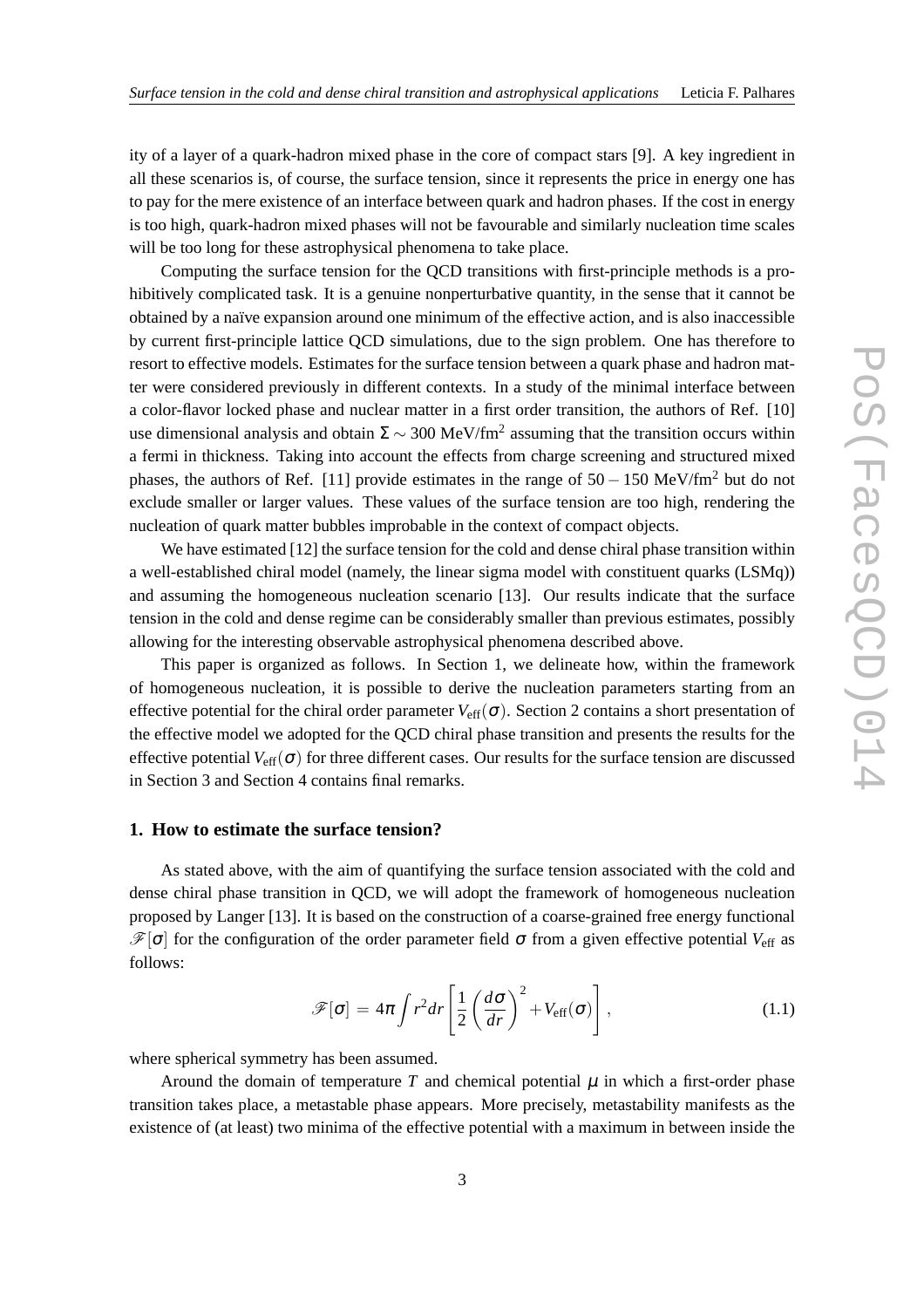ity of a layer of a quark-hadron mixed phase in the core of compact stars [9]. A key ingredient in all these scenarios is, of course, the surface tension, since it represents the price in energy one has to pay for the mere existence of an interface between quark and hadron phases. If the cost in energy is too high, quark-hadron mixed phases will not be favourable and similarly nucleation time scales will be too long for these astrophysical phenomena to take place.

Computing the surface tension for the QCD transitions with first-principle methods is a prohibitively complicated task. It is a genuine nonperturbative quantity, in the sense that it cannot be obtained by a naïve expansion around one minimum of the effective action, and is also inaccessible by current first-principle lattice QCD simulations, due to the sign problem. One has therefore to resort to effective models. Estimates for the surface tension between a quark phase and hadron matter were considered previously in different contexts. In a study of the minimal interface between a color-flavor locked phase and nuclear matter in a first order transition, the authors of Ref. [10] use dimensional analysis and obtain $\Sigma \sim 300$ MeV/fm$^2$ assuming that the transition occurs within a fermi in thickness. Taking into account the effects from charge screening and structured mixed phases, the authors of Ref. [11] provide estimates in the range of $50-150$ MeV/fm$^2$ but do not exclude smaller or larger values. These values of the surface tension are too high, rendering the nucleation of quark matter bubbles improbable in the context of compact objects.

We have estimated [12] the surface tension for the cold and dense chiral phase transition within a well-established chiral model (namely, the linear sigma model with constituent quarks (LSMq)) and assuming the homogeneous nucleation scenario [13]. Our results indicate that the surface tension in the cold and dense regime can be considerably smaller than previous estimates, possibly allowing for the interesting observable astrophysical phenomena described above.

This paper is organized as follows. In Section 1, we delineate how, within the framework of homogeneous nucleation, it is possible to derive the nucleation parameters starting from an effective potential for the chiral order parameter $V_{\rm eff}(\sigma)$. Section 2 contains a short presentation of the effective model we adopted for the QCD chiral phase transition and presents the results for the effective potential $V_{\rm eff}(\sigma)$ for three different cases. Our results for the surface tension are discussed in Section 3 and Section 4 contains final remarks.

## 1. How to estimate the surface tension?

As stated above, with the aim of quantifying the surface tension associated with the cold and dense chiral phase transition in QCD, we will adopt the framework of homogeneous nucleation proposed by Langer [13]. It is based on the construction of a coarse-grained free energy functional $\mathscr{F}[\sigma]$ for the configuration of the order parameter field $\sigma$ from a given effective potential $V_{\rm eff}$ as follows:

$$\mathscr{F}[\sigma] = 4\pi \int r^2 dr \left[ \frac{1}{2}\left(\frac{d\sigma}{dr}\right)^2 + V_{\rm eff}(\sigma) \right], \tag{1.1}$$

where spherical symmetry has been assumed.

Around the domain of temperature $T$ and chemical potential $\mu$ in which a first-order phase transition takes place, a metastable phase appears. More precisely, metastability manifests as the existence of (at least) two minima of the effective potential with a maximum in between inside the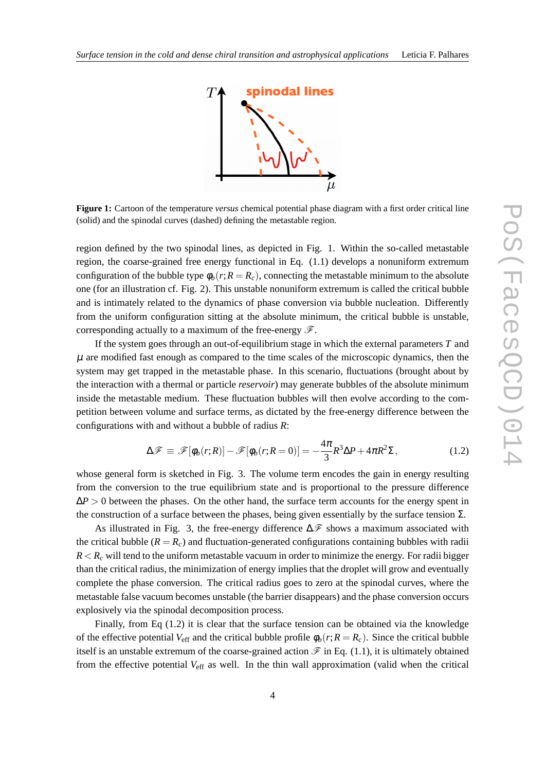**Figure 1:** Cartoon of the temperature *versus* chemical potential phase diagram with a first order critical line (solid) and the spinodal curves (dashed) defining the metastable region.

region defined by the two spinodal lines, as depicted in Fig. 1. Within the so-called metastable region, the coarse-grained free energy functional in Eq. (1.1) develops a nonuniform extremum configuration of the bubble type $\phi_b(r;R=R_c)$, connecting the metastable minimum to the absolute one (for an illustration cf. Fig. 2). This unstable nonuniform extremum is called the critical bubble and is intimately related to the dynamics of phase conversion via bubble nucleation. Differently from the uniform configuration sitting at the absolute minimum, the critical bubble is unstable, corresponding actually to a maximum of the free-energy $\mathscr{F}$.

If the system goes through an out-of-equilibrium stage in which the external parameters $T$ and $\mu$ are modified fast enough as compared to the time scales of the microscopic dynamics, then the system may get trapped in the metastable phase. In this scenario, fluctuations (brought about by the interaction with a thermal or particle *reservoir*) may generate bubbles of the absolute minimum inside the metastable medium. These fluctuation bubbles will then evolve according to the competition between volume and surface terms, as dictated by the free-energy difference between the configurations with and without a bubble of radius $R$:

$$\Delta\mathscr{F} \equiv \mathscr{F}[\phi_b(r;R)] - \mathscr{F}[\phi_b(r;R=0)] = -\frac{4\pi}{3}R^3\Delta P + 4\pi R^2\Sigma\,, \tag{1.2}$$

whose general form is sketched in Fig. 3. The volume term encodes the gain in energy resulting from the conversion to the true equilibrium state and is proportional to the pressure difference $\Delta P > 0$ between the phases. On the other hand, the surface term accounts for the energy spent in the construction of a surface between the phases, being given essentially by the surface tension $\Sigma$.

As illustrated in Fig. 3, the free-energy difference $\Delta\mathscr{F}$ shows a maximum associated with the critical bubble ($R = R_c$) and fluctuation-generated configurations containing bubbles with radii $R < R_c$ will tend to the uniform metastable vacuum in order to minimize the energy. For radii bigger than the critical radius, the minimization of energy implies that the droplet will grow and eventually complete the phase conversion. The critical radius goes to zero at the spinodal curves, where the metastable false vacuum becomes unstable (the barrier disappears) and the phase conversion occurs explosively via the spinodal decomposition process.

Finally, from Eq (1.2) it is clear that the surface tension can be obtained via the knowledge of the effective potential $V_{\rm eff}$ and the critical bubble profile $\phi_b(r;R=R_c)$. Since the critical bubble itself is an unstable extremum of the coarse-grained action $\mathscr{F}$ in Eq. (1.1), it is ultimately obtained from the effective potential $V_{\rm eff}$ as well. In the thin wall approximation (valid when the critical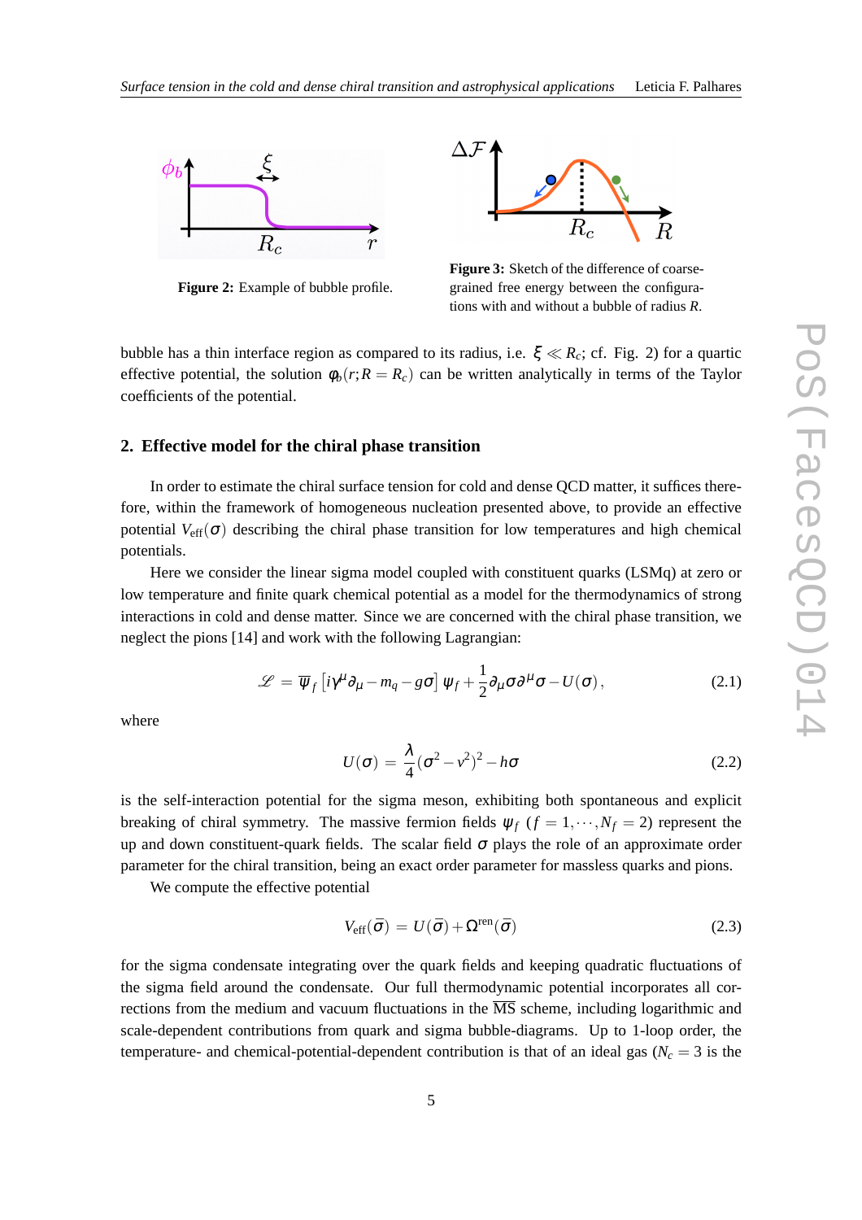**Figure 2:** Example of bubble profile.

**Figure 3:** Sketch of the difference of coarse-grained free energy between the configurations with and without a bubble of radius $R$.

bubble has a thin interface region as compared to its radius, i.e. $\xi \ll R_c$; cf. Fig. 2) for a quartic effective potential, the solution $\phi_b(r; R = R_c)$ can be written analytically in terms of the Taylor coefficients of the potential.

## 2. Effective model for the chiral phase transition

In order to estimate the chiral surface tension for cold and dense QCD matter, it suffices therefore, within the framework of homogeneous nucleation presented above, to provide an effective potential $V_{\text{eff}}(\sigma)$ describing the chiral phase transition for low temperatures and high chemical potentials.

Here we consider the linear sigma model coupled with constituent quarks (LSMq) at zero or low temperature and finite quark chemical potential as a model for the thermodynamics of strong interactions in cold and dense matter. Since we are concerned with the chiral phase transition, we neglect the pions [14] and work with the following Lagrangian:

$$\mathscr{L} = \overline{\psi}_f \left[ i\gamma^\mu \partial_\mu - m_q - g\sigma \right] \psi_f + \frac{1}{2}\partial_\mu \sigma \partial^\mu \sigma - U(\sigma) , \tag{2.1}$$

where

$$U(\sigma) = \frac{\lambda}{4}(\sigma^2 - v^2)^2 - h\sigma \tag{2.2}$$

is the self-interaction potential for the sigma meson, exhibiting both spontaneous and explicit breaking of chiral symmetry. The massive fermion fields $\psi_f$ ($f = 1, \cdots, N_f = 2$) represent the up and down constituent-quark fields. The scalar field $\sigma$ plays the role of an approximate order parameter for the chiral transition, being an exact order parameter for massless quarks and pions.

We compute the effective potential

$$V_{\text{eff}}(\bar{\sigma}) = U(\bar{\sigma}) + \Omega^{\text{ren}}(\bar{\sigma}) \tag{2.3}$$

for the sigma condensate integrating over the quark fields and keeping quadratic fluctuations of the sigma field around the condensate. Our full thermodynamic potential incorporates all corrections from the medium and vacuum fluctuations in the $\overline{\text{MS}}$ scheme, including logarithmic and scale-dependent contributions from quark and sigma bubble-diagrams. Up to 1-loop order, the temperature- and chemical-potential-dependent contribution is that of an ideal gas ($N_c = 3$ is the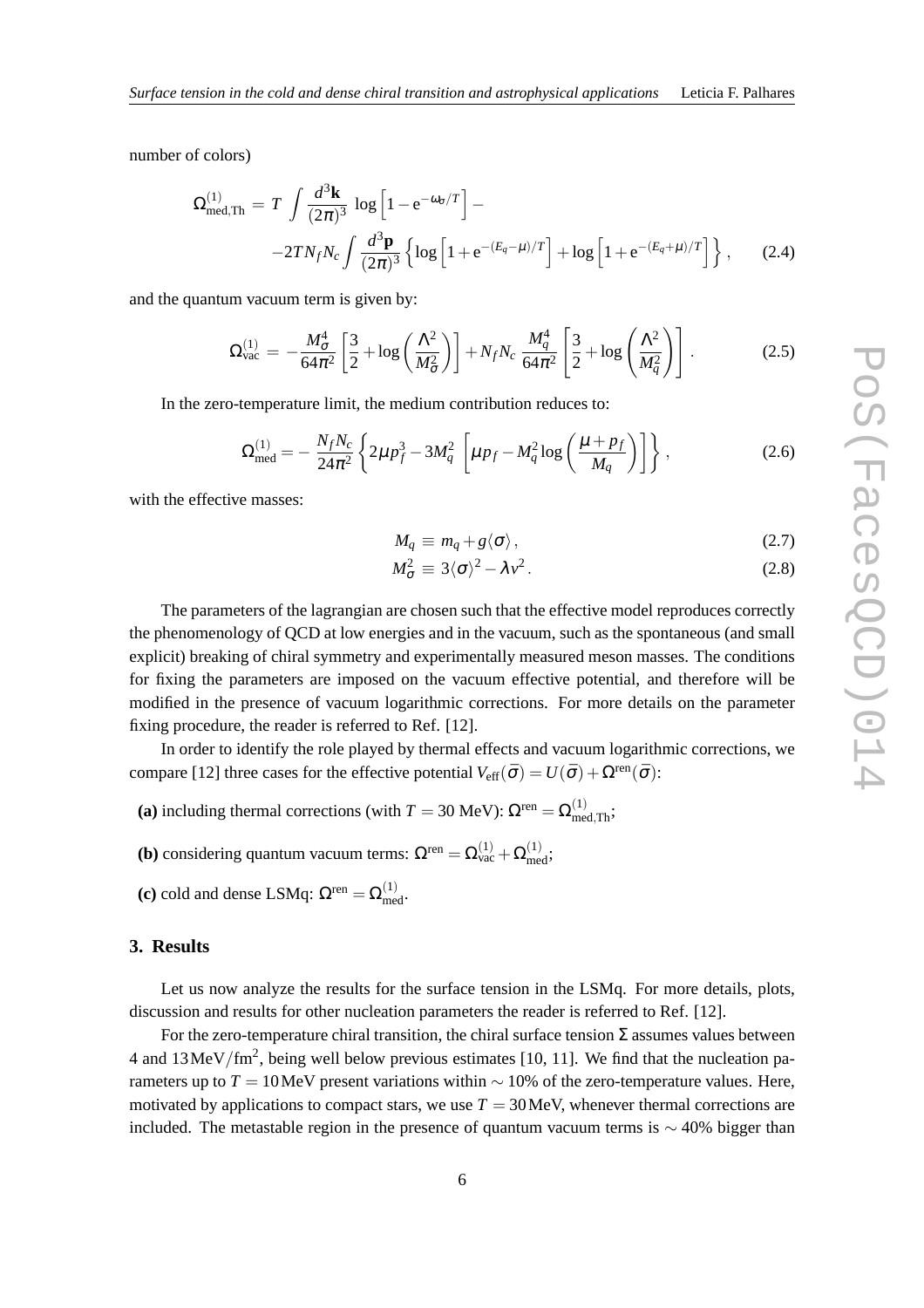number of colors)

$$
\Omega^{(1)}_{\rm med,Th} = T \int \frac{d^3\mathbf{k}}{(2\pi)^3} \log\left[1 - e^{-\omega_\sigma/T}\right] - \\
-2TN_f N_c \int \frac{d^3\mathbf{p}}{(2\pi)^3} \left\{ \log\left[1 + e^{-(E_q-\mu)/T}\right] + \log\left[1 + e^{-(E_q+\mu)/T}\right] \right\}, \qquad (2.4)
$$

and the quantum vacuum term is given by:

$$
\Omega^{(1)}_{\rm vac} = -\frac{M_\sigma^4}{64\pi^2}\left[\frac{3}{2} + \log\left(\frac{\Lambda^2}{M_\sigma^2}\right)\right] + N_f N_c \,\frac{M_q^4}{64\pi^2}\left[\frac{3}{2} + \log\left(\frac{\Lambda^2}{M_q^2}\right)\right]. \qquad (2.5)
$$

In the zero-temperature limit, the medium contribution reduces to:

$$
\Omega^{(1)}_{\rm med} = -\frac{N_f N_c}{24\pi^2}\left\{2\mu p_f^3 - 3M_q^2\left[\mu p_f - M_q^2 \log\left(\frac{\mu + p_f}{M_q}\right)\right]\right\}, \qquad (2.6)
$$

with the effective masses:

$$
M_q \equiv m_q + g\langle\sigma\rangle, \qquad (2.7)
$$

$$
M_\sigma^2 \equiv 3\langle\sigma\rangle^2 - \lambda v^2. \qquad (2.8)
$$

The parameters of the lagrangian are chosen such that the effective model reproduces correctly the phenomenology of QCD at low energies and in the vacuum, such as the spontaneous (and small explicit) breaking of chiral symmetry and experimentally measured meson masses. The conditions for fixing the parameters are imposed on the vacuum effective potential, and therefore will be modified in the presence of vacuum logarithmic corrections. For more details on the parameter fixing procedure, the reader is referred to Ref. [12].

In order to identify the role played by thermal effects and vacuum logarithmic corrections, we compare [12] three cases for the effective potential $V_{\rm eff}(\bar{\sigma}) = U(\bar{\sigma}) + \Omega^{\rm ren}(\bar{\sigma})$:

**(a)** including thermal corrections (with $T = 30$ MeV): $\Omega^{\rm ren} = \Omega^{(1)}_{\rm med,Th}$;

**(b)** considering quantum vacuum terms: $\Omega^{\rm ren} = \Omega^{(1)}_{\rm vac} + \Omega^{(1)}_{\rm med}$;

**(c)** cold and dense LSMq: $\Omega^{\rm ren} = \Omega^{(1)}_{\rm med}$.

## 3. Results

Let us now analyze the results for the surface tension in the LSMq. For more details, plots, discussion and results for other nucleation parameters the reader is referred to Ref. [12].

For the zero-temperature chiral transition, the chiral surface tension $\Sigma$ assumes values between 4 and $13\,\mathrm{MeV/fm^2}$, being well below previous estimates [10, 11]. We find that the nucleation parameters up to $T = 10\,$MeV present variations within $\sim 10\%$ of the zero-temperature values. Here, motivated by applications to compact stars, we use $T = 30\,$MeV, whenever thermal corrections are included. The metastable region in the presence of quantum vacuum terms is $\sim 40\%$ bigger than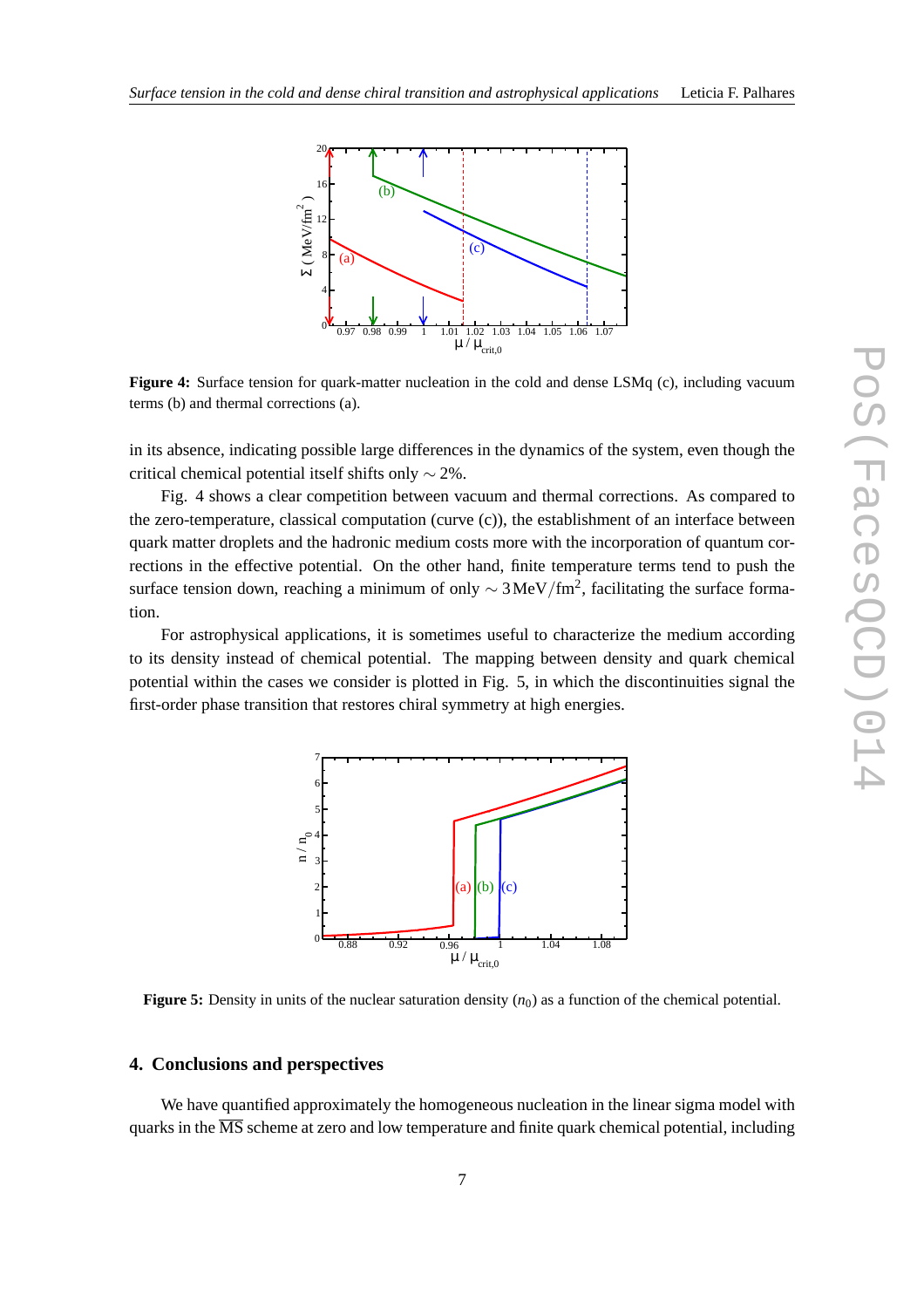**Figure 4:** Surface tension for quark-matter nucleation in the cold and dense LSMq (c), including vacuum terms (b) and thermal corrections (a).

in its absence, indicating possible large differences in the dynamics of the system, even though the critical chemical potential itself shifts only $\sim 2\%$.

Fig. 4 shows a clear competition between vacuum and thermal corrections. As compared to the zero-temperature, classical computation (curve (c)), the establishment of an interface between quark matter droplets and the hadronic medium costs more with the incorporation of quantum corrections in the effective potential. On the other hand, finite temperature terms tend to push the surface tension down, reaching a minimum of only $\sim 3\,\mathrm{MeV/fm}^2$, facilitating the surface formation.

For astrophysical applications, it is sometimes useful to characterize the medium according to its density instead of chemical potential. The mapping between density and quark chemical potential within the cases we consider is plotted in Fig. 5, in which the discontinuities signal the first-order phase transition that restores chiral symmetry at high energies.

**Figure 5:** Density in units of the nuclear saturation density ($n_0$) as a function of the chemical potential.

## 4. Conclusions and perspectives

We have quantified approximately the homogeneous nucleation in the linear sigma model with quarks in the $\overline{\mathrm{MS}}$ scheme at zero and low temperature and finite quark chemical potential, including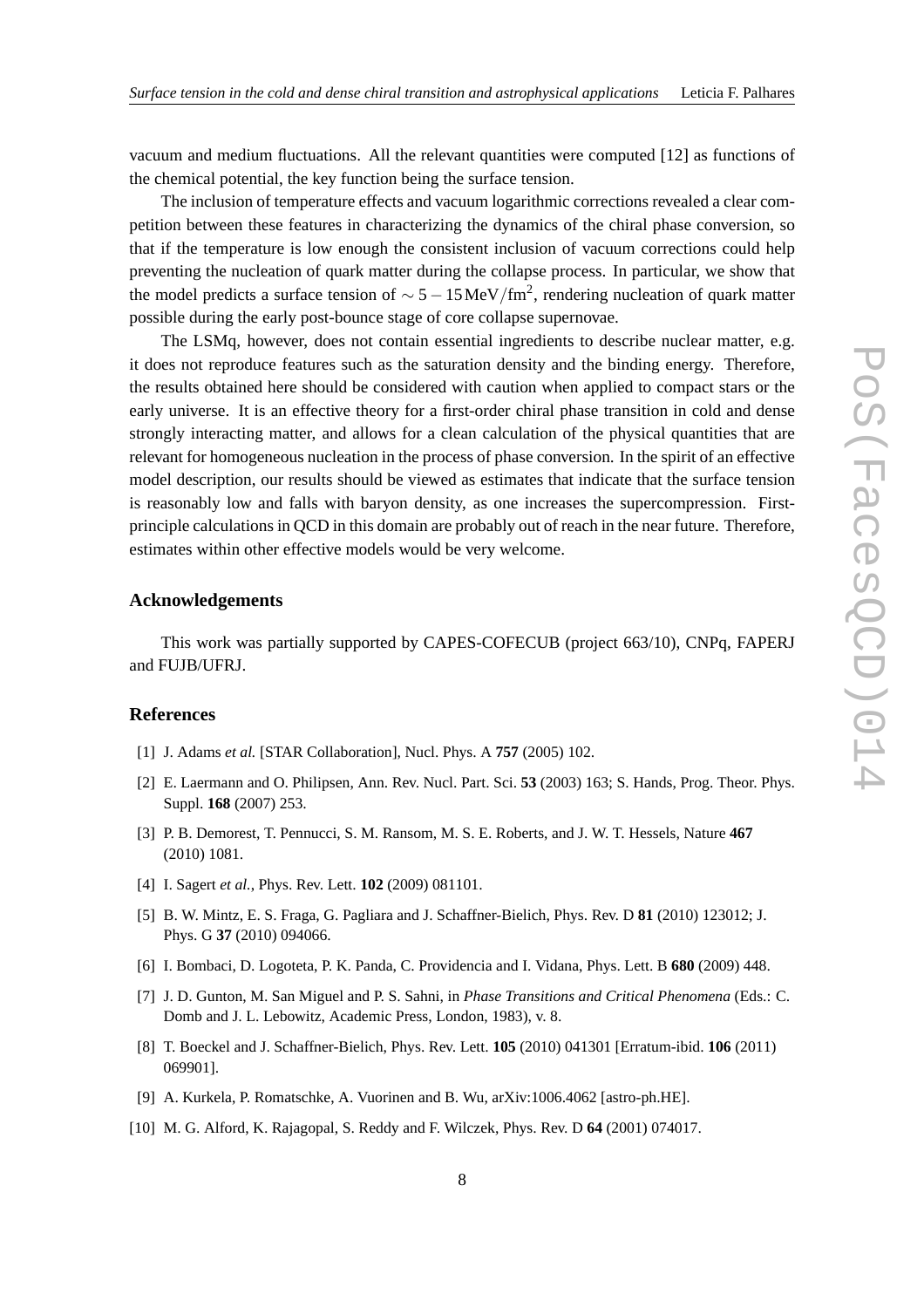vacuum and medium fluctuations. All the relevant quantities were computed [12] as functions of the chemical potential, the key function being the surface tension.

The inclusion of temperature effects and vacuum logarithmic corrections revealed a clear competition between these features in characterizing the dynamics of the chiral phase conversion, so that if the temperature is low enough the consistent inclusion of vacuum corrections could help preventing the nucleation of quark matter during the collapse process. In particular, we show that the model predicts a surface tension of $\sim 5-15\,\mathrm{MeV}/\mathrm{fm}^2$, rendering nucleation of quark matter possible during the early post-bounce stage of core collapse supernovae.

The LSMq, however, does not contain essential ingredients to describe nuclear matter, e.g. it does not reproduce features such as the saturation density and the binding energy. Therefore, the results obtained here should be considered with caution when applied to compact stars or the early universe. It is an effective theory for a first-order chiral phase transition in cold and dense strongly interacting matter, and allows for a clean calculation of the physical quantities that are relevant for homogeneous nucleation in the process of phase conversion. In the spirit of an effective model description, our results should be viewed as estimates that indicate that the surface tension is reasonably low and falls with baryon density, as one increases the supercompression. First-principle calculations in QCD in this domain are probably out of reach in the near future. Therefore, estimates within other effective models would be very welcome.

### Acknowledgements

This work was partially supported by CAPES-COFECUB (project 663/10), CNPq, FAPERJ and FUJB/UFRJ.

## References

[1] J. Adams *et al.* [STAR Collaboration], Nucl. Phys. A **757** (2005) 102.

[2] E. Laermann and O. Philipsen, Ann. Rev. Nucl. Part. Sci. **53** (2003) 163; S. Hands, Prog. Theor. Phys. Suppl. **168** (2007) 253.

[3] P. B. Demorest, T. Pennucci, S. M. Ransom, M. S. E. Roberts, and J. W. T. Hessels, Nature **467** (2010) 1081.

[4] I. Sagert *et al.*, Phys. Rev. Lett. **102** (2009) 081101.

[5] B. W. Mintz, E. S. Fraga, G. Pagliara and J. Schaffner-Bielich, Phys. Rev. D **81** (2010) 123012; J. Phys. G **37** (2010) 094066.

[6] I. Bombaci, D. Logoteta, P. K. Panda, C. Providencia and I. Vidana, Phys. Lett. B **680** (2009) 448.

[7] J. D. Gunton, M. San Miguel and P. S. Sahni, in *Phase Transitions and Critical Phenomena* (Eds.: C. Domb and J. L. Lebowitz, Academic Press, London, 1983), v. 8.

[8] T. Boeckel and J. Schaffner-Bielich, Phys. Rev. Lett. **105** (2010) 041301 [Erratum-ibid. **106** (2011) 069901].

[9] A. Kurkela, P. Romatschke, A. Vuorinen and B. Wu, arXiv:1006.4062 [astro-ph.HE].

[10] M. G. Alford, K. Rajagopal, S. Reddy and F. Wilczek, Phys. Rev. D **64** (2001) 074017.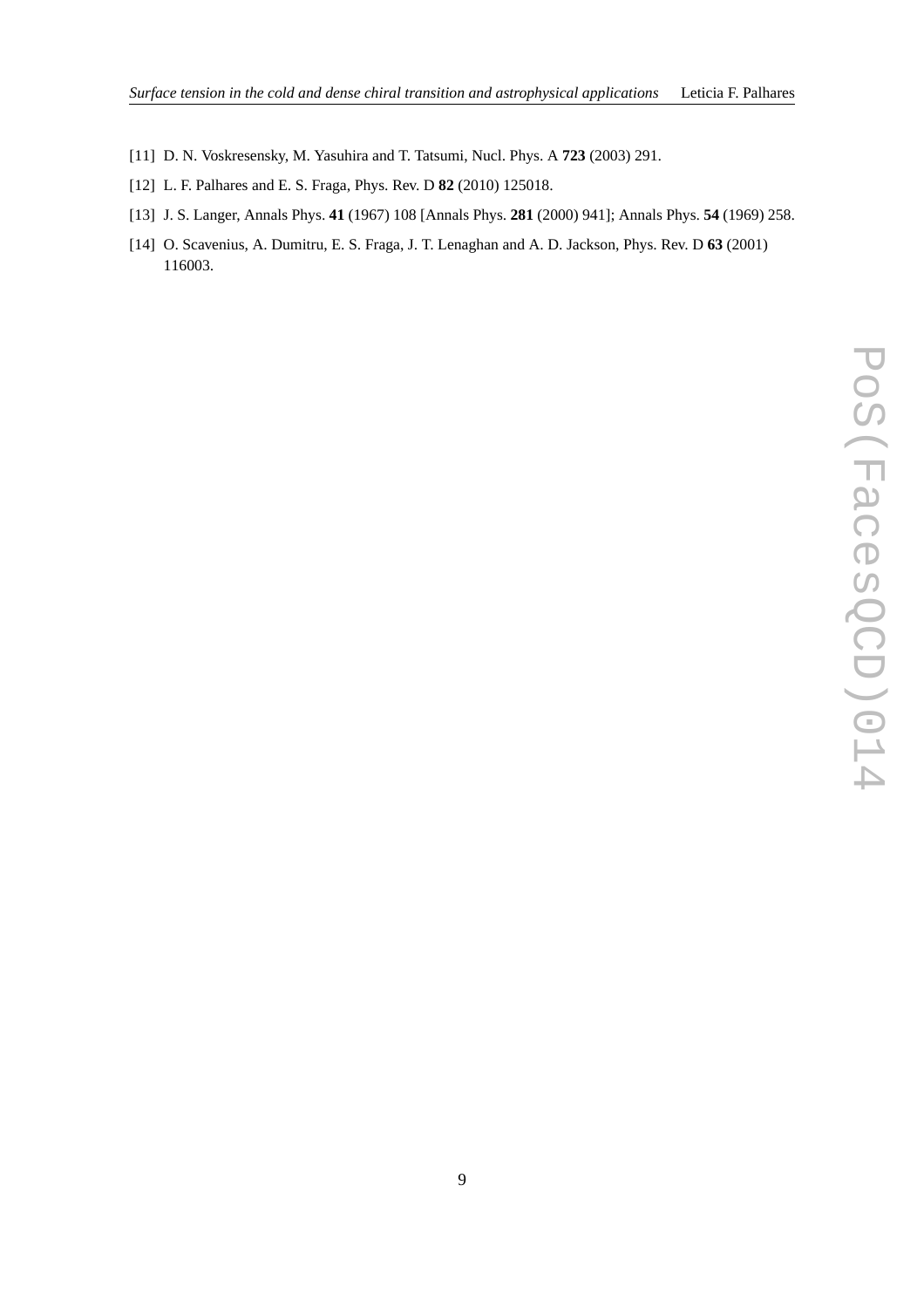[11] D. N. Voskresensky, M. Yasuhira and T. Tatsumi, Nucl. Phys. A **723** (2003) 291.

[12] L. F. Palhares and E. S. Fraga, Phys. Rev. D **82** (2010) 125018.

[13] J. S. Langer, Annals Phys. **41** (1967) 108 [Annals Phys. **281** (2000) 941]; Annals Phys. **54** (1969) 258.

[14] O. Scavenius, A. Dumitru, E. S. Fraga, J. T. Lenaghan and A. D. Jackson, Phys. Rev. D **63** (2001) 116003.